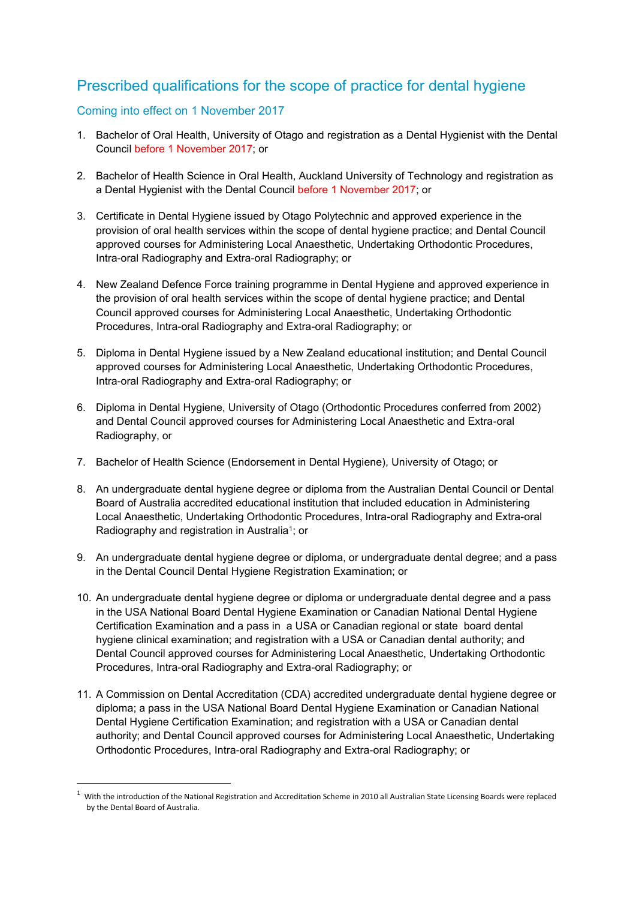# Prescribed qualifications for the scope of practice for dental hygiene

## Coming into effect on 1 November 2017

1. Bachelor of Oral Health, University of Otago and registration as a Dental Hygienist with the Dental Council before 1 November 2017; or

2. Bachelor of Health Science in Oral Health, Auckland University of Technology and registration as a Dental Hygienist with the Dental Council before 1 November 2017; or

3. Certificate in Dental Hygiene issued by Otago Polytechnic and approved experience in the provision of oral health services within the scope of dental hygiene practice; and Dental Council approved courses for Administering Local Anaesthetic, Undertaking Orthodontic Procedures, Intra-oral Radiography and Extra-oral Radiography; or

4. New Zealand Defence Force training programme in Dental Hygiene and approved experience in the provision of oral health services within the scope of dental hygiene practice; and Dental Council approved courses for Administering Local Anaesthetic, Undertaking Orthodontic Procedures, Intra-oral Radiography and Extra-oral Radiography; or

5. Diploma in Dental Hygiene issued by a New Zealand educational institution; and Dental Council approved courses for Administering Local Anaesthetic, Undertaking Orthodontic Procedures, Intra-oral Radiography and Extra-oral Radiography; or

6. Diploma in Dental Hygiene, University of Otago (Orthodontic Procedures conferred from 2002) and Dental Council approved courses for Administering Local Anaesthetic and Extra-oral Radiography, or

7. Bachelor of Health Science (Endorsement in Dental Hygiene), University of Otago; or

8. An undergraduate dental hygiene degree or diploma from the Australian Dental Council or Dental Board of Australia accredited educational institution that included education in Administering Local Anaesthetic, Undertaking Orthodontic Procedures, Intra-oral Radiography and Extra-oral Radiography and registration in Australia[1]; or

9. An undergraduate dental hygiene degree or diploma, or undergraduate dental degree; and a pass in the Dental Council Dental Hygiene Registration Examination; or

10. An undergraduate dental hygiene degree or diploma or undergraduate dental degree and a pass in the USA National Board Dental Hygiene Examination or Canadian National Dental Hygiene Certification Examination and a pass in a USA or Canadian regional or state board dental hygiene clinical examination; and registration with a USA or Canadian dental authority; and Dental Council approved courses for Administering Local Anaesthetic, Undertaking Orthodontic Procedures, Intra-oral Radiography and Extra-oral Radiography; or

11. A Commission on Dental Accreditation (CDA) accredited undergraduate dental hygiene degree or diploma; a pass in the USA National Board Dental Hygiene Examination or Canadian National Dental Hygiene Certification Examination; and registration with a USA or Canadian dental authority; and Dental Council approved courses for Administering Local Anaesthetic, Undertaking Orthodontic Procedures, Intra-oral Radiography and Extra-oral Radiography; or

---

[1] With the introduction of the National Registration and Accreditation Scheme in 2010 all Australian State Licensing Boards were replaced by the Dental Board of Australia.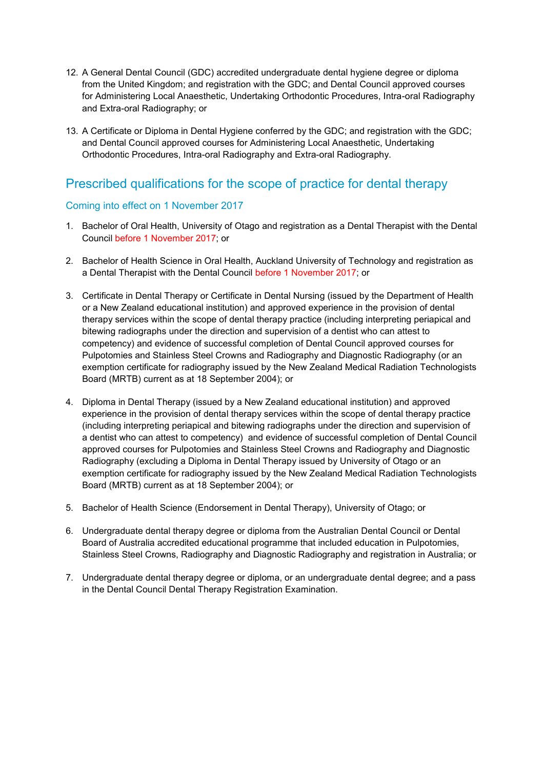12. A General Dental Council (GDC) accredited undergraduate dental hygiene degree or diploma from the United Kingdom; and registration with the GDC; and Dental Council approved courses for Administering Local Anaesthetic, Undertaking Orthodontic Procedures, Intra-oral Radiography and Extra-oral Radiography; or

13. A Certificate or Diploma in Dental Hygiene conferred by the GDC; and registration with the GDC; and Dental Council approved courses for Administering Local Anaesthetic, Undertaking Orthodontic Procedures, Intra-oral Radiography and Extra-oral Radiography.

## Prescribed qualifications for the scope of practice for dental therapy

### Coming into effect on 1 November 2017

1. Bachelor of Oral Health, University of Otago and registration as a Dental Therapist with the Dental Council before 1 November 2017; or

2. Bachelor of Health Science in Oral Health, Auckland University of Technology and registration as a Dental Therapist with the Dental Council before 1 November 2017; or

3. Certificate in Dental Therapy or Certificate in Dental Nursing (issued by the Department of Health or a New Zealand educational institution) and approved experience in the provision of dental therapy services within the scope of dental therapy practice (including interpreting periapical and bitewing radiographs under the direction and supervision of a dentist who can attest to competency) and evidence of successful completion of Dental Council approved courses for Pulpotomies and Stainless Steel Crowns and Radiography and Diagnostic Radiography (or an exemption certificate for radiography issued by the New Zealand Medical Radiation Technologists Board (MRTB) current as at 18 September 2004); or

4. Diploma in Dental Therapy (issued by a New Zealand educational institution) and approved experience in the provision of dental therapy services within the scope of dental therapy practice (including interpreting periapical and bitewing radiographs under the direction and supervision of a dentist who can attest to competency) and evidence of successful completion of Dental Council approved courses for Pulpotomies and Stainless Steel Crowns and Radiography and Diagnostic Radiography (excluding a Diploma in Dental Therapy issued by University of Otago or an exemption certificate for radiography issued by the New Zealand Medical Radiation Technologists Board (MRTB) current as at 18 September 2004); or

5. Bachelor of Health Science (Endorsement in Dental Therapy), University of Otago; or

6. Undergraduate dental therapy degree or diploma from the Australian Dental Council or Dental Board of Australia accredited educational programme that included education in Pulpotomies, Stainless Steel Crowns, Radiography and Diagnostic Radiography and registration in Australia; or

7. Undergraduate dental therapy degree or diploma, or an undergraduate dental degree; and a pass in the Dental Council Dental Therapy Registration Examination.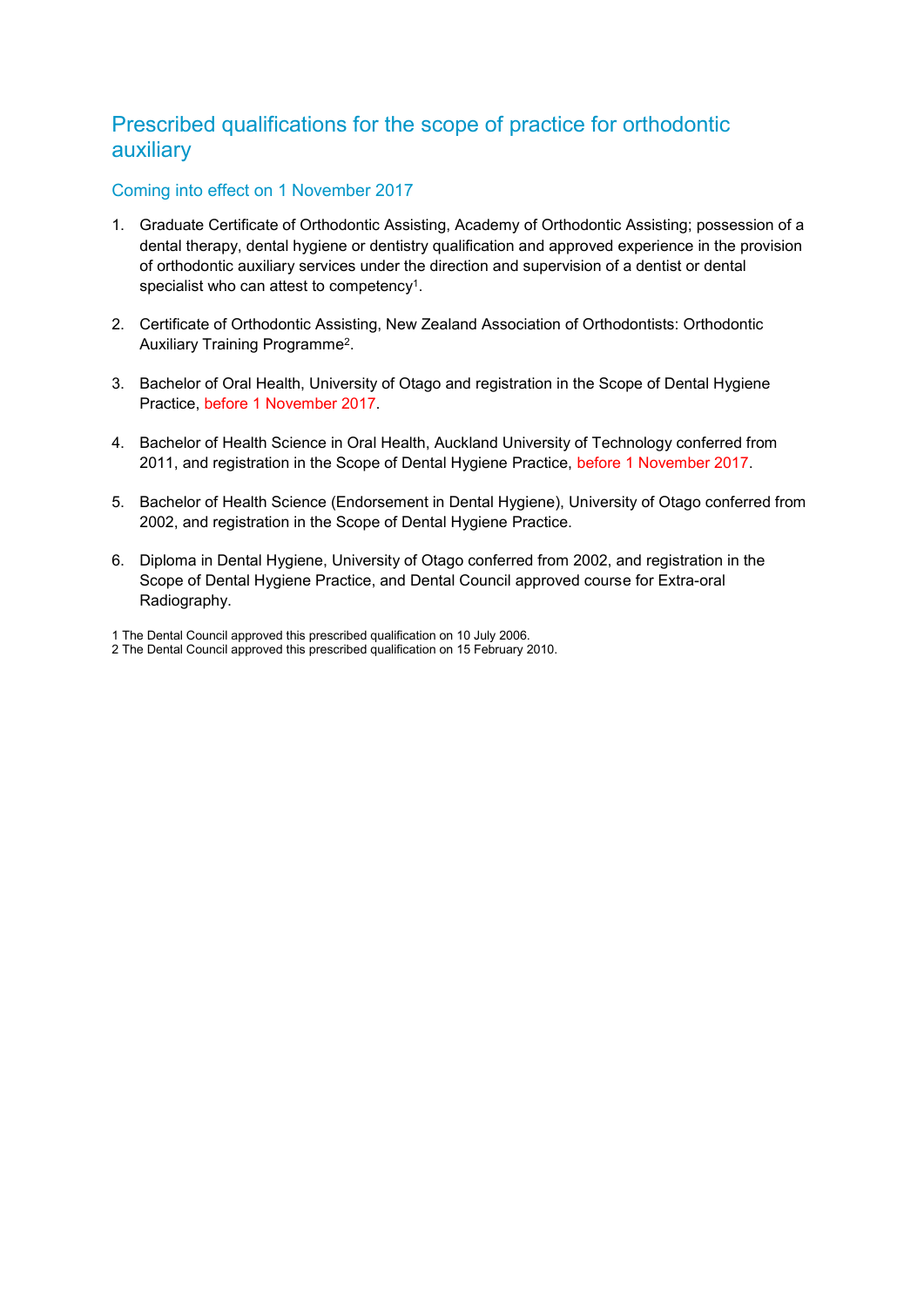## Prescribed qualifications for the scope of practice for orthodontic auxiliary

### Coming into effect on 1 November 2017

1. Graduate Certificate of Orthodontic Assisting, Academy of Orthodontic Assisting; possession of a dental therapy, dental hygiene or dentistry qualification and approved experience in the provision of orthodontic auxiliary services under the direction and supervision of a dentist or dental specialist who can attest to competency[1].

2. Certificate of Orthodontic Assisting, New Zealand Association of Orthodontists: Orthodontic Auxiliary Training Programme[2].

3. Bachelor of Oral Health, University of Otago and registration in the Scope of Dental Hygiene Practice, before 1 November 2017.

4. Bachelor of Health Science in Oral Health, Auckland University of Technology conferred from 2011, and registration in the Scope of Dental Hygiene Practice, before 1 November 2017.

5. Bachelor of Health Science (Endorsement in Dental Hygiene), University of Otago conferred from 2002, and registration in the Scope of Dental Hygiene Practice.

6. Diploma in Dental Hygiene, University of Otago conferred from 2002, and registration in the Scope of Dental Hygiene Practice, and Dental Council approved course for Extra-oral Radiography.

1 The Dental Council approved this prescribed qualification on 10 July 2006.
2 The Dental Council approved this prescribed qualification on 15 February 2010.